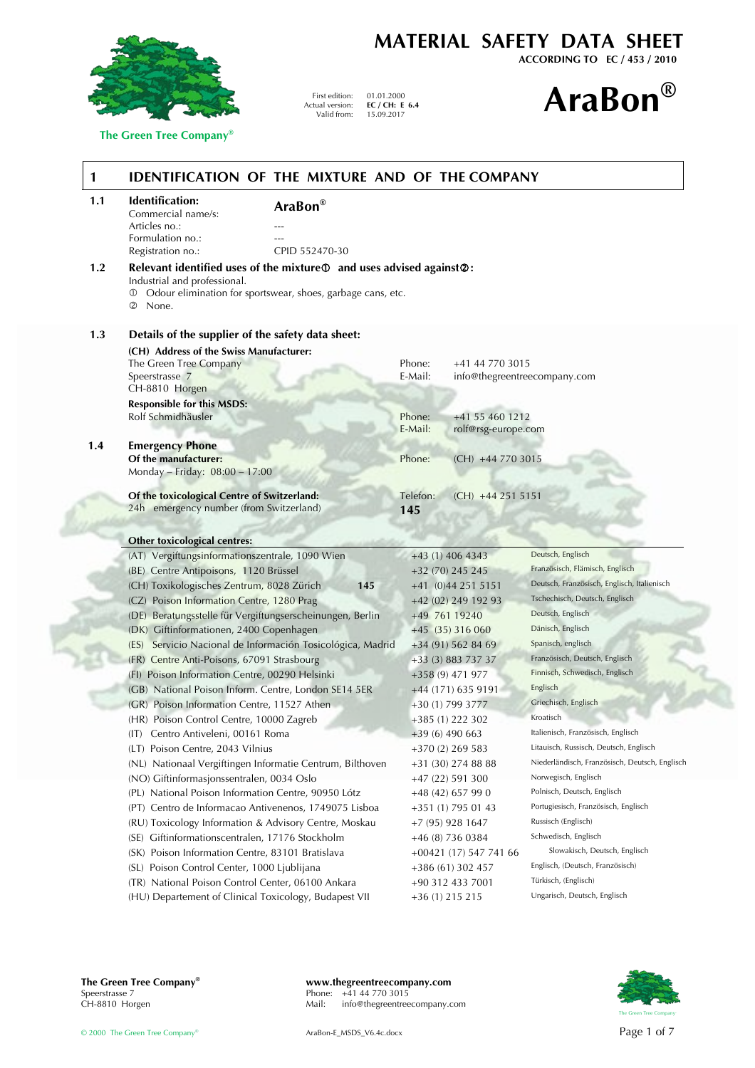# MATERIAL SAFETY DATA SHEET

**ACCORDING TO EC / 453 / 2010**

The Green Tree Company®

First edition: 01.01.2000
Actual version: **EC / CH: E 6.4**
Valid from: 15.09.2017

# AraBon®

## 1 IDENTIFICATION OF THE MIXTURE AND OF THE COMPANY

**1.1 Identification:**

| | |
|---|---|
| Commercial name/s: | **AraBon®** |
| Articles no.: | --- |
| Formulation no.: | --- |
| Registration no.: | CPID 552470-30 |

**1.2 Relevant identified uses of the mixture① and uses advised against②:**

Industrial and professional.

① Odour elimination for sportswear, shoes, garbage cans, etc.

② None.

**1.3 Details of the supplier of the safety data sheet:**

**(CH) Address of the Swiss Manufacturer:**
The Green Tree Company
Speerstrasse 7
CH-8810 Horgen

Phone: +41 44 770 3015
E-Mail: info@thegreentreecompany.com

**Responsible for this MSDS:**
Rolf Schmidhäusler

Phone: +41 55 460 1212
E-Mail: rolf@rsg-europe.com

**1.4 Emergency Phone**

**Of the manufacturer:**
Monday – Friday: 08:00 – 17:00

Phone: (CH) +44 770 3015

**Of the toxicological Centre of Switzerland:**
24h emergency number (from Switzerland)

Telefon: (CH) +44 251 5151
**145**

**Other toxicological centres:**

| Centre | Phone | Languages |
|---|---|---|
| (AT) Vergiftungsinformationszentrale, 1090 Wien | +43 (1) 406 4343 | Deutsch, Englisch |
| (BE) Centre Antipoisons, 1120 Brüssel | +32 (70) 245 245 | Französisch, Flämisch, Englisch |
| (CH) Toxikologisches Zentrum, 8028 Zürich **145** | +41 (0)44 251 5151 | Deutsch, Französisch, Englisch, Italienisch |
| (CZ) Poison Information Centre, 1280 Prag | +42 (02) 249 192 93 | Tschechisch, Deutsch, Englisch |
| (DE) Beratungsstelle für Vergiftungserscheinungen, Berlin | +49 761 19240 | Deutsch, Englisch |
| (DK) Giftinformationen, 2400 Copenhagen | +45 (35) 316 060 | Dänisch, Englisch |
| (ES) Servicio Nacional de Información Tosicológica, Madrid | +34 (91) 562 84 69 | Spanisch, englisch |
| (FR) Centre Anti-Poisons, 67091 Strasbourg | +33 (3) 883 737 37 | Französisch, Deutsch, Englisch |
| (FI) Poison Information Centre, 00290 Helsinki | +358 (9) 471 977 | Finnisch, Schwedisch, Englisch |
| (GB) National Poison Inform. Centre, London SE14 5ER | +44 (171) 635 9191 | Englisch |
| (GR) Poison Information Centre, 11527 Athen | +30 (1) 799 3777 | Griechisch, Englisch |
| (HR) Poison Control Centre, 10000 Zagreb | +385 (1) 222 302 | Kroatisch |
| (IT) Centro Antiveleni, 00161 Roma | +39 (6) 490 663 | Italienisch, Französisch, Englisch |
| (LT) Poison Centre, 2043 Vilnius | +370 (2) 269 583 | Litauisch, Russisch, Deutsch, Englisch |
| (NL) Nationaal Vergiftingen Informatie Centrum, Bilthoven | +31 (30) 274 88 88 | Niederländisch, Französisch, Englisch, Deutsch, Englisch |
| (NO) Giftinformasjonssentralen, 0034 Oslo | +47 (22) 591 300 | Norwegisch, Englisch |
| (PL) National Poison Information Centre, 90950 Lótz | +48 (42) 657 99 0 | Polnisch, Deutsch, Englisch |
| (PT) Centro de Informacao Antivenenos, 1749075 Lisboa | +351 (1) 795 01 43 | Portugiesisch, Französisch, Englisch |
| (RU) Toxicology Information & Advisory Centre, Moskau | +7 (95) 928 1647 | Russisch (Englisch) |
| (SE) Giftinformationscentralen, 17176 Stockholm | +46 (8) 736 0384 | Schwedisch, Englisch |
| (SK) Poison Information Centre, 83101 Bratislava | +00421 (17) 547 741 66 | Slowakisch, Deutsch, Englisch |
| (SL) Poison Control Center, 1000 Ljubljana | +386 (61) 302 457 | Englisch, (Deutsch, Französisch) |
| (TR) National Poison Control Center, 06100 Ankara | +90 312 433 7001 | Türkisch, (Englisch) |
| (HU) Departement of Clinical Toxicology, Budapest VII | +36 (1) 215 215 | Ungarisch, Deutsch, Englisch |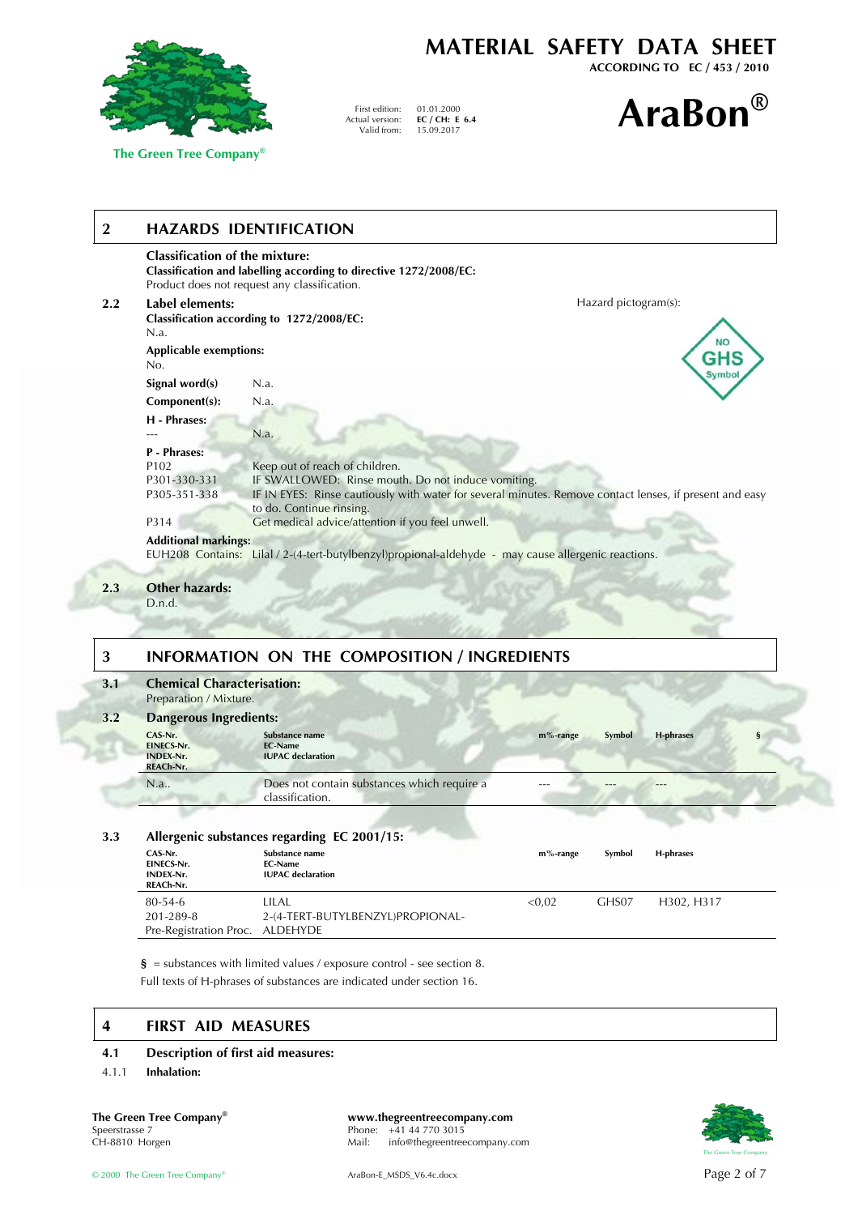# MATERIAL SAFETY DATA SHEET

ACCORDING TO EC / 453 / 2010

First edition: 01.01.2000
Actual version: **EC / CH: E 6.4**
Valid from: 15.09.2017

# AraBon®

## 2 HAZARDS IDENTIFICATION

**Classification of the mixture:**
**Classification and labelling according to directive 1272/2008/EC:**
Product does not request any classification.

### 2.2 Label elements:

Hazard pictogram(s): NO GHS Symbol

**Classification according to 1272/2008/EC:**
N.a.

**Applicable exemptions:**
No.

**Signal word(s)** N.a.

**Component(s):** N.a.

**H - Phrases:**

--- N.a.

**P - Phrases:**

| | |
|---|---|
| P102 | Keep out of reach of children. |
| P301-330-331 | IF SWALLOWED: Rinse mouth. Do not induce vomiting. |
| P305-351-338 | IF IN EYES: Rinse cautiously with water for several minutes. Remove contact lenses, if present and easy to do. Continue rinsing. |
| P314 | Get medical advice/attention if you feel unwell. |

**Additional markings:**
EUH208 Contains: Lilal / 2-(4-tert-butylbenzyl)propional-aldehyde - may cause allergenic reactions.

### 2.3 Other hazards:

D.n.d.

## 3 INFORMATION ON THE COMPOSITION / INGREDIENTS

### 3.1 Chemical Characterisation:

Preparation / Mixture.

### 3.2 Dangerous Ingredients:

| CAS-Nr. EINECS-Nr. INDEX-Nr. REACh-Nr. | Substance name EC-Name IUPAC declaration | m%-range | Symbol | H-phrases | § |
|---|---|---|---|---|---|
| N.a.. | Does not contain substances which require a classification. | --- | --- | --- | |

### 3.3 Allergenic substances regarding EC 2001/15:

| CAS-Nr. EINECS-Nr. INDEX-Nr. REACh-Nr. | Substance name EC-Name IUPAC declaration | m%-range | Symbol | H-phrases |
|---|---|---|---|---|
| 80-54-6<br>201-289-8<br>Pre-Registration Proc. | LILAL<br>2-(4-TERT-BUTYLBENZYL)PROPIONAL-ALDEHYDE | <0,02 | GHS07 | H302, H317 |

**§** = substances with limited values / exposure control - see section 8.
Full texts of H-phrases of substances are indicated under section 16.

## 4 FIRST AID MEASURES

### 4.1 Description of first aid measures:

4.1.1 **Inhalation:**

**The Green Tree Company®**
Speerstrasse 7
CH-8810 Horgen

**www.thegreentreecompany.com**
Phone: +41 44 770 3015
Mail: info@thegreentreecompany.com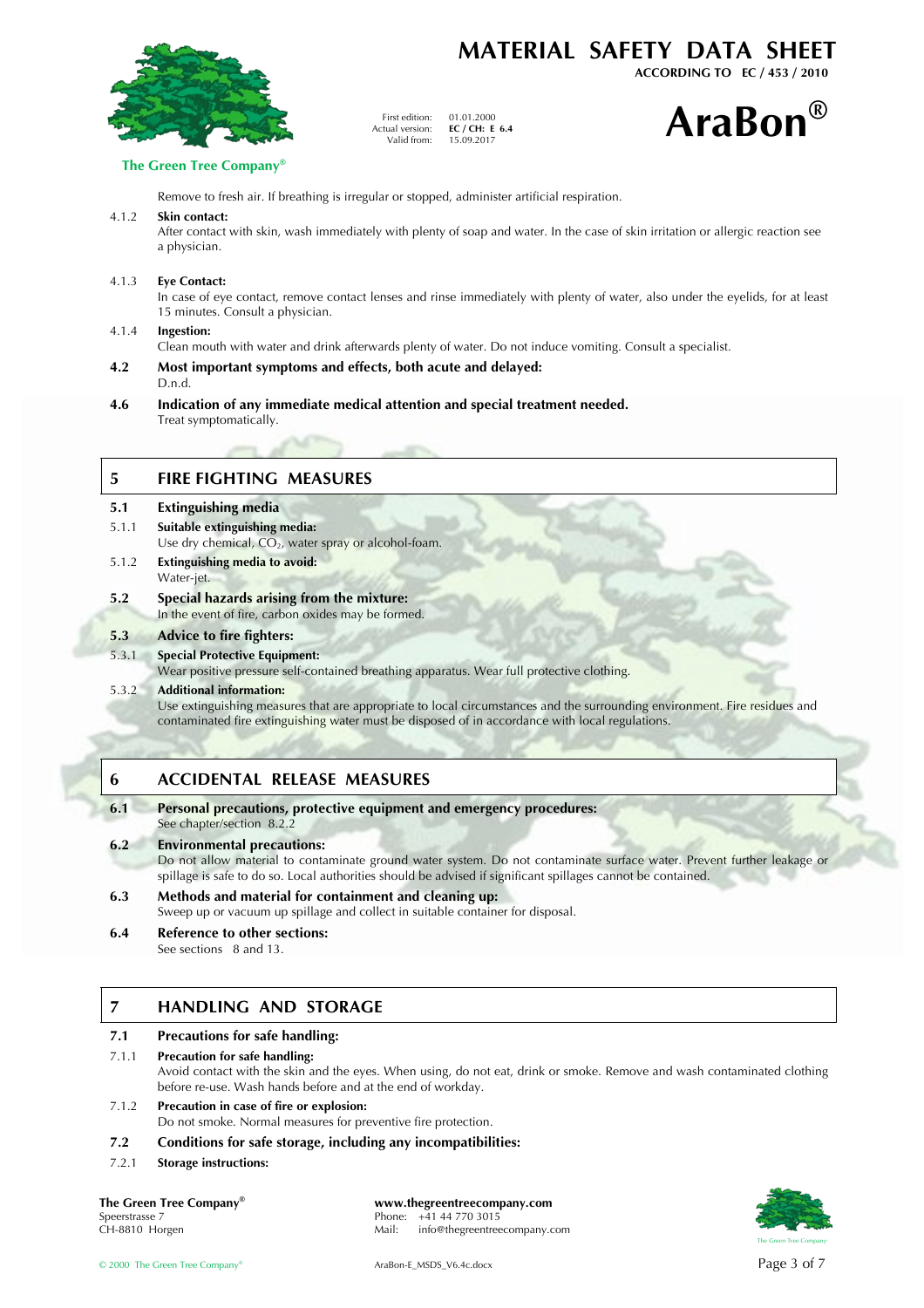Remove to fresh air. If breathing is irregular or stopped, administer artificial respiration.

4.1.2 **Skin contact:**
After contact with skin, wash immediately with plenty of soap and water. In the case of skin irritation or allergic reaction see a physician.

4.1.3 **Eye Contact:**
In case of eye contact, remove contact lenses and rinse immediately with plenty of water, also under the eyelids, for at least 15 minutes. Consult a physician.

4.1.4 **Ingestion:**
Clean mouth with water and drink afterwards plenty of water. Do not induce vomiting. Consult a specialist.

**4.2 Most important symptoms and effects, both acute and delayed:**
D.n.d.

**4.6 Indication of any immediate medical attention and special treatment needed.**
Treat symptomatically.

## 5 FIRE FIGHTING MEASURES

**5.1 Extinguishing media**

5.1.1 **Suitable extinguishing media:**
Use dry chemical, $CO_2$, water spray or alcohol-foam.

5.1.2 **Extinguishing media to avoid:**
Water-jet.

**5.2 Special hazards arising from the mixture:**
In the event of fire, carbon oxides may be formed.

**5.3 Advice to fire fighters:**

5.3.1 **Special Protective Equipment:**
Wear positive pressure self-contained breathing apparatus. Wear full protective clothing.

5.3.2 **Additional information:**
Use extinguishing measures that are appropriate to local circumstances and the surrounding environment. Fire residues and contaminated fire extinguishing water must be disposed of in accordance with local regulations.

## 6 ACCIDENTAL RELEASE MEASURES

**6.1 Personal precautions, protective equipment and emergency procedures:**
See chapter/section 8.2.2

**6.2 Environmental precautions:**
Do not allow material to contaminate ground water system. Do not contaminate surface water. Prevent further leakage or spillage is safe to do so. Local authorities should be advised if significant spillages cannot be contained.

**6.3 Methods and material for containment and cleaning up:**
Sweep up or vacuum up spillage and collect in suitable container for disposal.

**6.4 Reference to other sections:**
See sections 8 and 13.

## 7 HANDLING AND STORAGE

**7.1 Precautions for safe handling:**

7.1.1 **Precaution for safe handling:**
Avoid contact with the skin and the eyes. When using, do not eat, drink or smoke. Remove and wash contaminated clothing before re-use. Wash hands before and at the end of workday.

7.1.2 **Precaution in case of fire or explosion:**
Do not smoke. Normal measures for preventive fire protection.

**7.2 Conditions for safe storage, including any incompatibilities:**

7.2.1 **Storage instructions:**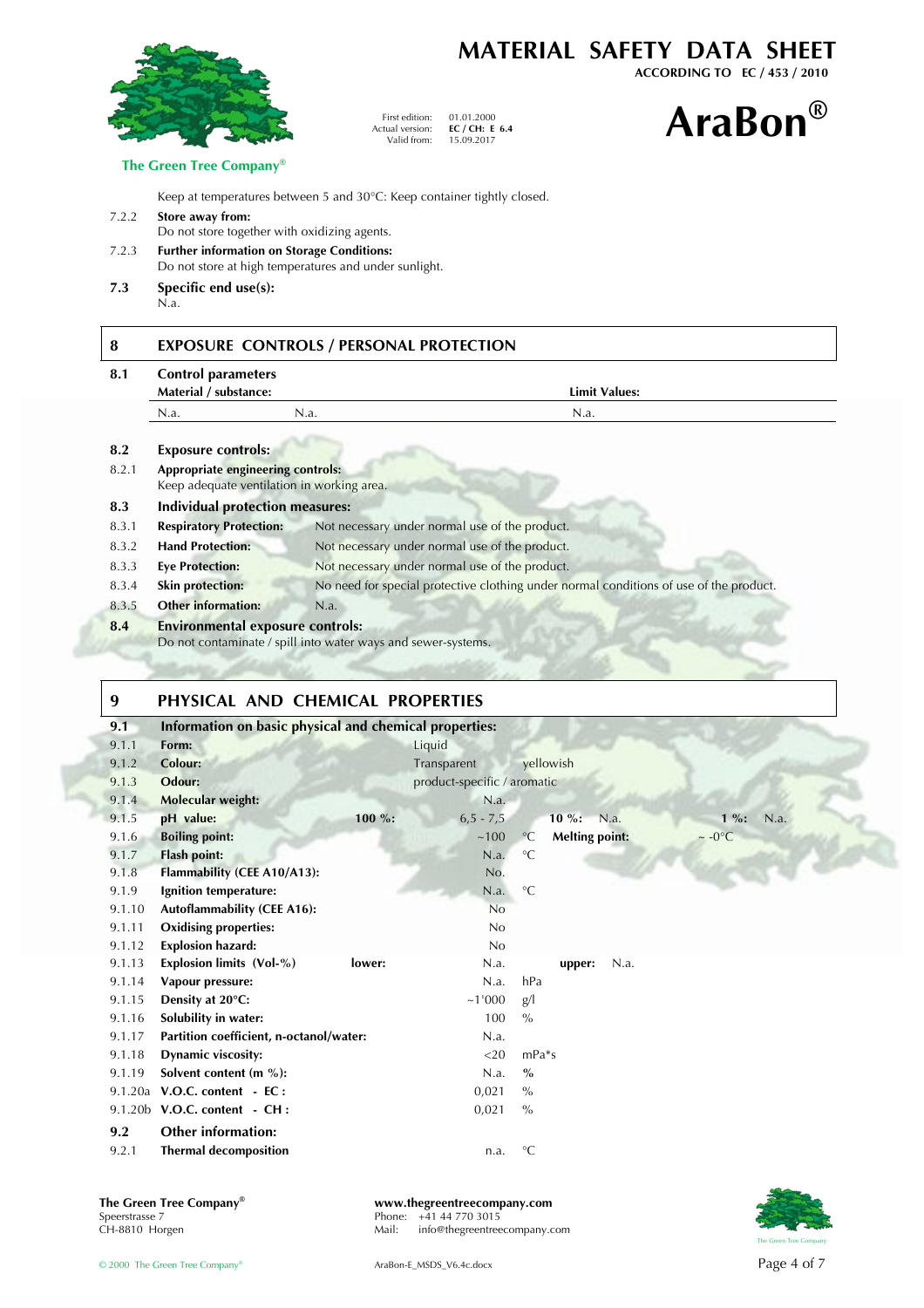Keep at temperatures between 5 and 30°C: Keep container tightly closed.

7.2.2 **Store away from:**
Do not store together with oxidizing agents.

7.2.3 **Further information on Storage Conditions:**
Do not store at high temperatures and under sunlight.

### 7.3 Specific end use(s):

N.a.

## 8 EXPOSURE CONTROLS / PERSONAL PROTECTION

### 8.1 Control parameters

| Material / substance: | | Limit Values: |
|---|---|---|
| N.a. | N.a. | N.a. |

### 8.2 Exposure controls:

8.2.1 **Appropriate engineering controls:**
Keep adequate ventilation in working area.

### 8.3 Individual protection measures:

| | | |
|---|---|---|
| 8.3.1 | **Respiratory Protection:** | Not necessary under normal use of the product. |
| 8.3.2 | **Hand Protection:** | Not necessary under normal use of the product. |
| 8.3.3 | **Eye Protection:** | Not necessary under normal use of the product. |
| 8.3.4 | **Skin protection:** | No need for special protective clothing under normal conditions of use of the product. |
| 8.3.5 | **Other information:** | N.a. |

### 8.4 Environmental exposure controls:

Do not contaminate / spill into water ways and sewer-systems.

## 9 PHYSICAL AND CHEMICAL PROPERTIES

### 9.1 Information on basic physical and chemical properties:

| | | | | | | | |
|---|---|---|---|---|---|---|---|
| 9.1.1 | **Form:** | | Liquid | | | | |
| 9.1.2 | **Colour:** | | Transparent | yellowish | | | |
| 9.1.3 | **Odour:** | | product-specific / aromatic | | | | |
| 9.1.4 | **Molecular weight:** | | N.a. | | | | |
| 9.1.5 | **pH value:** | **100 %:** | 6,5 - 7,5 | | **10 %:** N.a. | | **1 %:** N.a. |
| 9.1.6 | **Boiling point:** | | ~100 | °C | **Melting point:** | ~ -0°C | |
| 9.1.7 | **Flash point:** | | N.a. | °C | | | |
| 9.1.8 | **Flammability (CEE A10/A13):** | | No. | | | | |
| 9.1.9 | **Ignition temperature:** | | N.a. | °C | | | |
| 9.1.10 | **Autoflammability (CEE A16):** | | No | | | | |
| 9.1.11 | **Oxidising properties:** | | No | | | | |
| 9.1.12 | **Explosion hazard:** | | No | | | | |
| 9.1.13 | **Explosion limits (Vol-%)** | **lower:** | N.a. | | **upper:** N.a. | | |
| 9.1.14 | **Vapour pressure:** | | N.a. | hPa | | | |
| 9.1.15 | **Density at 20°C:** | | ~1'000 | g/l | | | |
| 9.1.16 | **Solubility in water:** | | 100 | % | | | |
| 9.1.17 | **Partition coefficient, n-octanol/water:** | | N.a. | | | | |
| 9.1.18 | **Dynamic viscosity:** | | <20 | mPa*s | | | |
| 9.1.19 | **Solvent content (m %):** | | N.a. | % | | | |
| 9.1.20a | **V.O.C. content - EC :** | | 0,021 | % | | | |
| 9.1.20b | **V.O.C. content - CH :** | | 0,021 | % | | | |

### 9.2 Other information:

| | | | |
|---|---|---|---|
| 9.2.1 | **Thermal decomposition** | n.a. | °C |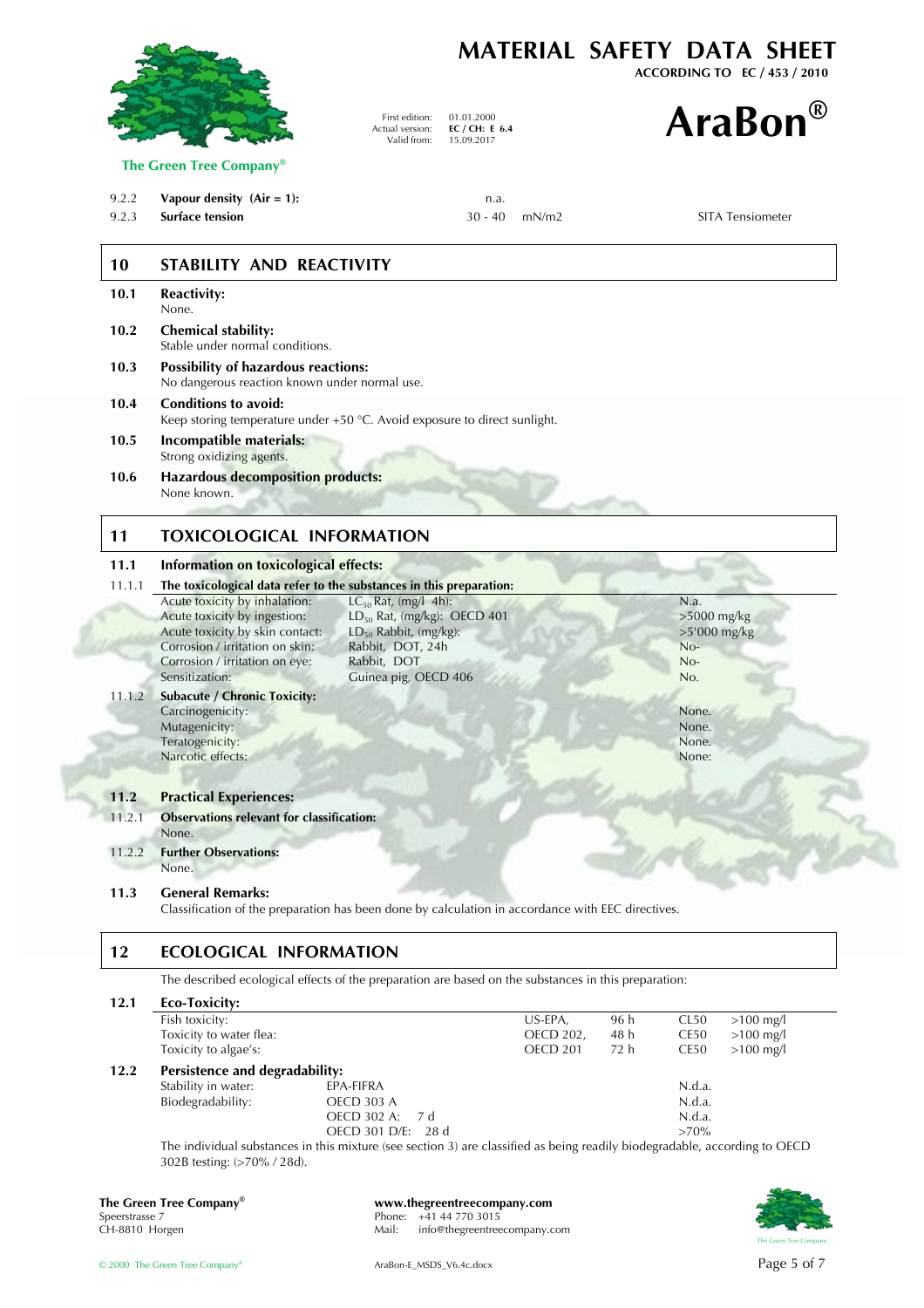| | | | | |
|---|---|---|---|---|
| 9.2.2 | **Vapour density (Air = 1):** | n.a. | | |
| 9.2.3 | **Surface tension** | 30 - 40 | mN/m2 | SITA Tensiometer |

## 10 STABILITY AND REACTIVITY

**10.1 Reactivity:**
None.

**10.2 Chemical stability:**
Stable under normal conditions.

**10.3 Possibility of hazardous reactions:**
No dangerous reaction known under normal use.

**10.4 Conditions to avoid:**
Keep storing temperature under +50 °C. Avoid exposure to direct sunlight.

**10.5 Incompatible materials:**
Strong oxidizing agents.

**10.6 Hazardous decomposition products:**
None known.

## 11 TOXICOLOGICAL INFORMATION

**11.1 Information on toxicological effects:**

11.1.1 **The toxicological data refer to the substances in this preparation:**

| | | |
|---|---|---|
| Acute toxicity by inhalation: | $LC_{50}$ Rat, (mg/l 4h): | N.a. |
| Acute toxicity by ingestion: | $LD_{50}$ Rat, (mg/kg): OECD 401 | >5000 mg/kg |
| Acute toxicity by skin contact: | $LD_{50}$ Rabbit, (mg/kg): | >5'000 mg/kg |
| Corrosion / irritation on skin: | Rabbit, DOT, 24h | No- |
| Corrosion / irritation on eye: | Rabbit, DOT | No- |
| Sensitization: | Guinea pig, OECD 406 | No. |

11.1.2 **Subacute / Chronic Toxicity:**

| | |
|---|---|
| Carcinogenicity: | None. |
| Mutagenicity: | None. |
| Teratogenicity: | None. |
| Narcotic effects: | None: |

**11.2 Practical Experiences:**

11.2.1 **Observations relevant for classification:**
None.

11.2.2 **Further Observations:**
None.

**11.3 General Remarks:**
Classification of the preparation has been done by calculation in accordance with EEC directives.

## 12 ECOLOGICAL INFORMATION

The described ecological effects of the preparation are based on the substances in this preparation:

**12.1 Eco-Toxicity:**

| | | | | |
|---|---|---|---|---|
| Fish toxicity: | US-EPA, | 96 h | CL50 | >100 mg/l |
| Toxicity to water flea: | OECD 202, | 48 h | CE50 | >100 mg/l |
| Toxicity to algae's: | OECD 201 | 72 h | CE50 | >100 mg/l |

**12.2 Persistence and degradability:**

| | | |
|---|---|---|
| Stability in water: | EPA-FIFRA | N.d.a. |
| Biodegradability: | OECD 303 A | N.d.a. |
| | OECD 302 A: 7 d | N.d.a. |
| | OECD 301 D/E: 28 d | >70% |

The individual substances in this mixture (see section 3) are classified as being readily biodegradable, according to OECD 302B testing: (>70% / 28d).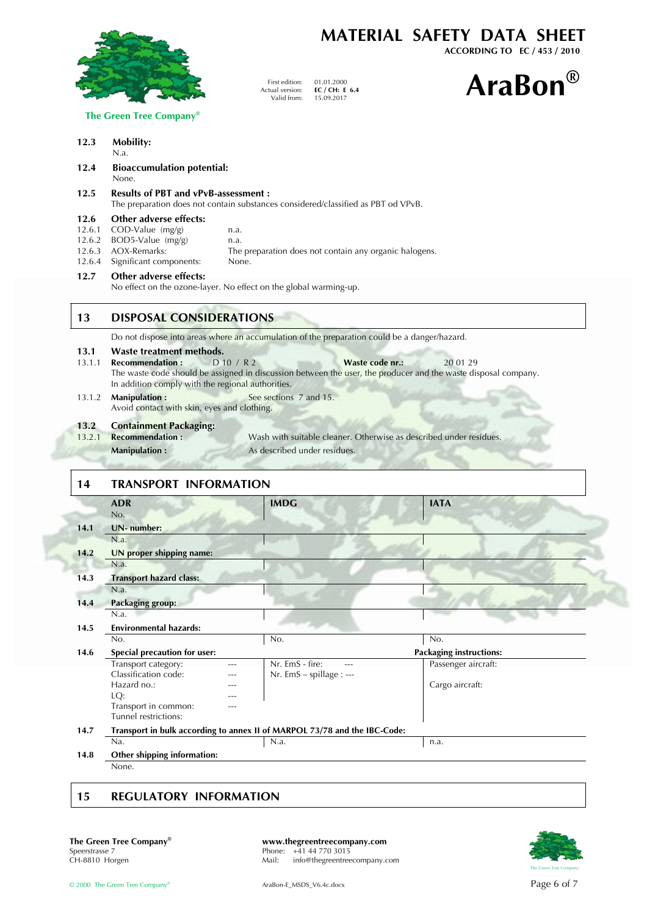12.3 **Mobility:**
N.a.

12.4 **Bioaccumulation potential:**
None.

12.5 **Results of PBT and vPvB-assessment :**
The preparation does not contain substances considered/classified as PBT od VPvB.

12.6 **Other adverse effects:**

| | | |
|---|---|---|
| 12.6.1 | COD-Value (mg/g) | n.a. |
| 12.6.2 | BOD5-Value (mg/g) | n.a. |
| 12.6.3 | AOX-Remarks: | The preparation does not contain any organic halogens. |
| 12.6.4 | Significant components: | None. |

12.7 **Other adverse effects:**
No effect on the ozone-layer. No effect on the global warming-up.

## 13 DISPOSAL CONSIDERATIONS

Do not dispose into areas where an accumulation of the preparation could be a danger/hazard.

**13.1 Waste treatment methods.**

13.1.1 **Recommendation :** D 10 / R 2 **Waste code nr.:** 20 01 29
The waste code should be assigned in discussion between the user, the producer and the waste disposal company. In addition comply with the regional authorities.

13.1.2 **Manipulation :** See sections 7 and 15.
Avoid contact with skin, eyes and clothing.

**13.2 Containment Packaging:**

13.2.1 **Recommendation :** Wash with suitable cleaner. Otherwise as described under residues.
**Manipulation :** As described under residues.

## 14 TRANSPORT INFORMATION

| | ADR | | IMDG | IATA |
|---|---|---|---|---|
| | No. | | | |
| **14.1** | **UN- number:** | | | |
| | N.a. | | | |
| **14.2** | **UN proper shipping name:** | | | |
| | N.a. | | | |
| **14.3** | **Transport hazard class:** | | | |
| | N.a. | | | |
| **14.4** | **Packaging group:** | | | |
| | N.a. | | | |
| **14.5** | **Environmental hazards:** | | | |
| | No. | | No. | No. |
| **14.6** | **Special precaution for user:** | | | **Packaging instructions:** |
| | Transport category: | --- | Nr. EmS - fire: --- | Passenger aircraft: |
| | Classification code: | --- | Nr. EmS – spillage : --- | |
| | Hazard no.: | --- | | Cargo aircraft: |
| | LQ: | --- | | |
| | Transport in common: | --- | | |
| | Tunnel restrictions: | | | |
| **14.7** | **Transport in bulk according to annex II of MARPOL 73/78 and the IBC-Code:** | | | |
| | Na. | | N.a. | n.a. |
| **14.8** | **Other shipping information:** | | | |
| | None. | | | |

## 15 REGULATORY INFORMATION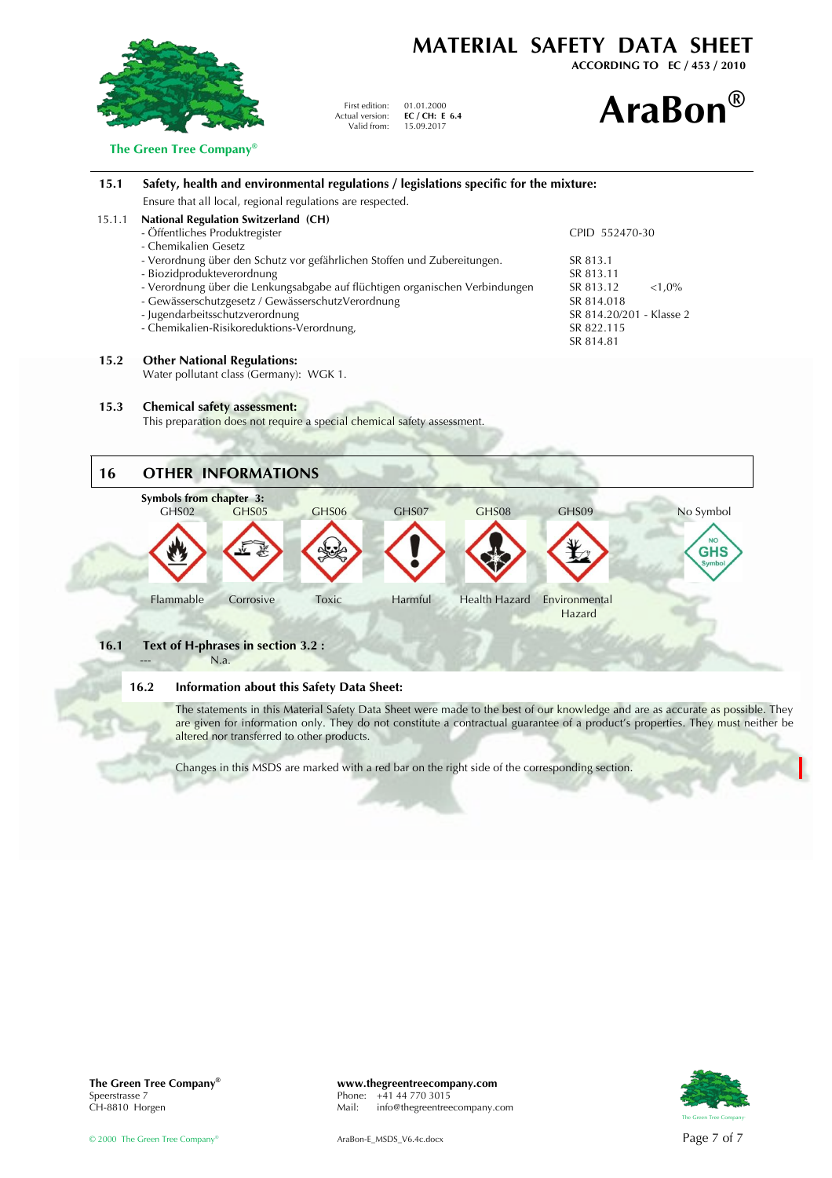## 15.1 Safety, health and environmental regulations / legislations specific for the mixture:

Ensure that all local, regional regulations are respected.

### 15.1.1 National Regulation Switzerland (CH)

| | |
|---|---|
| - Öffentliches Produktregister | CPID 552470-30 |
| - Chemikalien Gesetz | |
| - Verordnung über den Schutz vor gefährlichen Stoffen und Zubereitungen. | SR 813.1 |
| - Biozidprodukteverordnung | SR 813.11 |
| - Verordnung über die Lenkungsabgabe auf flüchtigen organischen Verbindungen | SR 813.12 <1,0% |
| - Gewässerschutzgesetz / GewässerschutzVerordnung | SR 814.018 |
| - Jugendarbeitsschutzverordnung | SR 814.20/201 - Klasse 2 |
| - Chemikalien-Risikoreduktions-Verordnung, | SR 822.115 |
| | SR 814.81 |

## 15.2 Other National Regulations:

Water pollutant class (Germany): WGK 1.

## 15.3 Chemical safety assessment:

This preparation does not require a special chemical safety assessment.

# 16 OTHER INFORMATIONS

**Symbols from chapter 3:**

| GHS02 | GHS05 | GHS06 | GHS07 | GHS08 | GHS09 | No Symbol |
|---|---|---|---|---|---|---|
| Flammable | Corrosive | Toxic | Harmful | Health Hazard | Environmental Hazard | |

## 16.1 Text of H-phrases in section 3.2 :

--- N.a.

## 16.2 Information about this Safety Data Sheet:

The statements in this Material Safety Data Sheet were made to the best of our knowledge and are as accurate as possible. They are given for information only. They do not constitute a contractual guarantee of a product's properties. They must neither be altered nor transferred to other products.

Changes in this MSDS are marked with a red bar on the right side of the corresponding section.